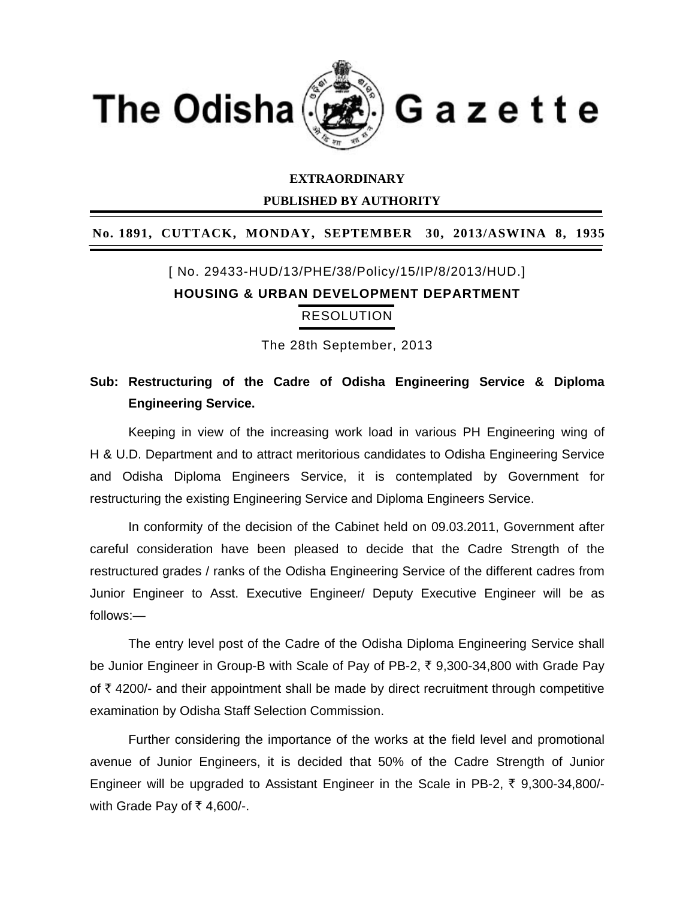# The Odisha Gazette

**EXTRAORDINARY**

**PUBLISHED BY AUTHORITY**

**No. 1891, CUTTACK, MONDAY, SEPTEMBER 30, 2013/ASWINA 8, 1935**

[ No. 29433-HUD/13/PHE/38/Policy/15/IP/8/2013/HUD.]

**HOUSING & URBAN DEVELOPMENT DEPARTMENT**

RESOLUTION

The 28th September, 2013

**Sub: Restructuring of the Cadre of Odisha Engineering Service & Diploma Engineering Service.**

Keeping in view of the increasing work load in various PH Engineering wing of H & U.D. Department and to attract meritorious candidates to Odisha Engineering Service and Odisha Diploma Engineers Service, it is contemplated by Government for restructuring the existing Engineering Service and Diploma Engineers Service.

In conformity of the decision of the Cabinet held on 09.03.2011, Government after careful consideration have been pleased to decide that the Cadre Strength of the restructured grades / ranks of the Odisha Engineering Service of the different cadres from Junior Engineer to Asst. Executive Engineer/ Deputy Executive Engineer will be as follows:—

The entry level post of the Cadre of the Odisha Diploma Engineering Service shall be Junior Engineer in Group-B with Scale of Pay of PB-2, ₹ 9,300-34,800 with Grade Pay of ₹ 4200/- and their appointment shall be made by direct recruitment through competitive examination by Odisha Staff Selection Commission.

Further considering the importance of the works at the field level and promotional avenue of Junior Engineers, it is decided that 50% of the Cadre Strength of Junior Engineer will be upgraded to Assistant Engineer in the Scale in PB-2, ₹ 9,300-34,800/- with Grade Pay of ₹ 4,600/-.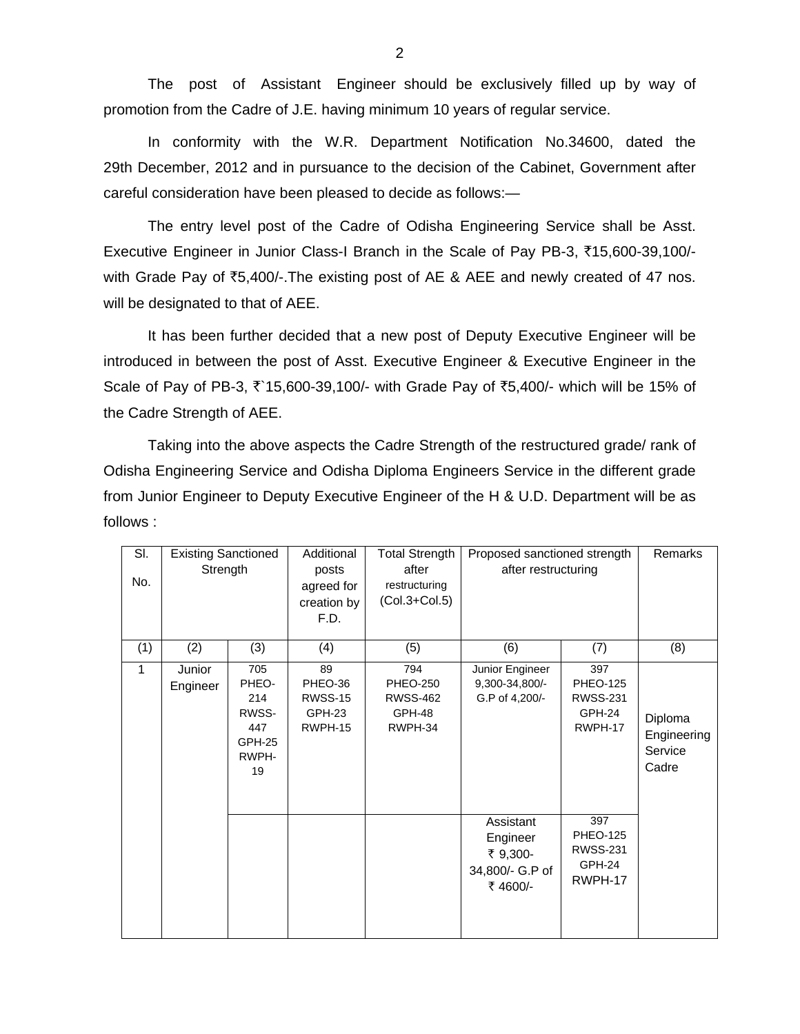The post of Assistant Engineer should be exclusively filled up by way of promotion from the Cadre of J.E. having minimum 10 years of regular service.

In conformity with the W.R. Department Notification No.34600, dated the 29th December, 2012 and in pursuance to the decision of the Cabinet, Government after careful consideration have been pleased to decide as follows:—

The entry level post of the Cadre of Odisha Engineering Service shall be Asst. Executive Engineer in Junior Class-I Branch in the Scale of Pay PB-3, ₹15,600-39,100/- with Grade Pay of ₹5,400/-.The existing post of AE & AEE and newly created of 47 nos. will be designated to that of AEE.

It has been further decided that a new post of Deputy Executive Engineer will be introduced in between the post of Asst. Executive Engineer & Executive Engineer in the Scale of Pay of PB-3, ₹`15,600-39,100/- with Grade Pay of ₹5,400/- which will be 15% of the Cadre Strength of AEE.

Taking into the above aspects the Cadre Strength of the restructured grade/ rank of Odisha Engineering Service and Odisha Diploma Engineers Service in the different grade from Junior Engineer to Deputy Executive Engineer of the H & U.D. Department will be as follows :

| Sl. No. | Existing Sanctioned Strength | | Additional posts agreed for creation by F.D. | Total Strength after restructuring (Col.3+Col.5) | Proposed sanctioned strength after restructuring | | Remarks |
|---|---|---|---|---|---|---|---|
| (1) | (2) | (3) | (4) | (5) | (6) | (7) | (8) |
| 1 | Junior Engineer | 705 PHEO-214 RWSS-447 GPH-25 RWPH-19 | 89 PHEO-36 RWSS-15 GPH-23 RWPH-15 | 794 PHEO-250 RWSS-462 GPH-48 RWPH-34 | Junior Engineer 9,300-34,800/- G.P of 4,200/- | 397 PHEO-125 RWSS-231 GPH-24 RWPH-17 | Diploma Engineering Service Cadre |
| | | | | | Assistant Engineer ₹ 9,300-34,800/- G.P of ₹ 4600/- | 397 PHEO-125 RWSS-231 GPH-24 RWPH-17 | |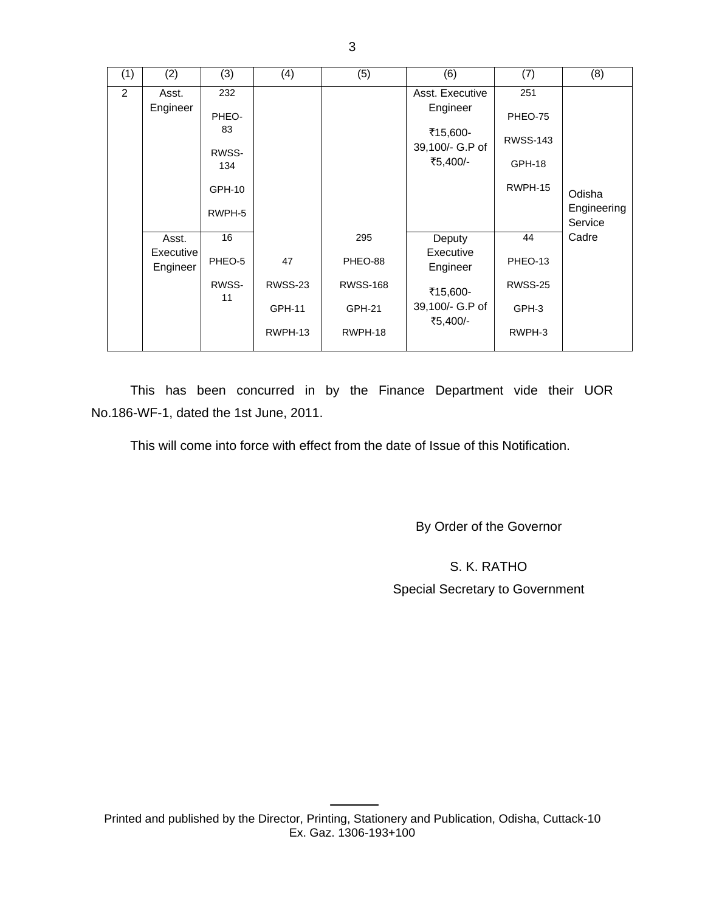| (1) | (2) | (3) | (4) | (5) | (6) | (7) | (8) |
|---|---|---|---|---|---|---|---|
| 2 | Asst. Engineer | 232<br>PHEO-83<br>RWSS-134<br>GPH-10<br>RWPH-5 | | | Asst. Executive Engineer<br>₹15,600-39,100/- G.P of ₹5,400/- | 251<br>PHEO-75<br>RWSS-143<br>GPH-18<br>RWPH-15 | Odisha Engineering Service Cadre |
| | Asst. Executive Engineer | 16<br>PHEO-5<br>RWSS-11 | 47<br>RWSS-23<br>GPH-11<br>RWPH-13 | 295<br>PHEO-88<br>RWSS-168<br>GPH-21<br>RWPH-18 | Deputy Executive Engineer<br>₹15,600-39,100/- G.P of ₹5,400/- | 44<br>PHEO-13<br>RWSS-25<br>GPH-3<br>RWPH-3 | |

This has been concurred in by the Finance Department vide their UOR No.186-WF-1, dated the 1st June, 2011.

This will come into force with effect from the date of Issue of this Notification.

By Order of the Governor

S. K. RATHO

Special Secretary to Government

Printed and published by the Director, Printing, Stationery and Publication, Odisha, Cuttack-10
Ex. Gaz. 1306-193+100